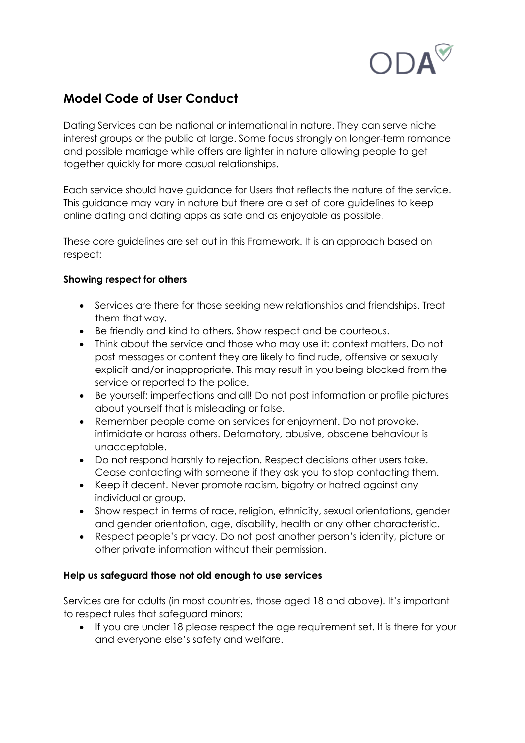# Model Code of User Conduct

Dating Services can be national or international in nature. They can serve niche interest groups or the public at large. Some focus strongly on longer-term romance and possible marriage while offers are lighter in nature allowing people to get together quickly for more casual relationships.

Each service should have guidance for Users that reflects the nature of the service. This guidance may vary in nature but there are a set of core guidelines to keep online dating and dating apps as safe and as enjoyable as possible.

These core guidelines are set out in this Framework. It is an approach based on respect:

### Showing respect for others

- Services are there for those seeking new relationships and friendships. Treat them that way.
- Be friendly and kind to others. Show respect and be courteous.
- Think about the service and those who may use it: context matters. Do not post messages or content they are likely to find rude, offensive or sexually explicit and/or inappropriate. This may result in you being blocked from the service or reported to the police.
- Be yourself: imperfections and all! Do not post information or profile pictures about yourself that is misleading or false.
- Remember people come on services for enjoyment. Do not provoke, intimidate or harass others. Defamatory, abusive, obscene behaviour is unacceptable.
- Do not respond harshly to rejection. Respect decisions other users take. Cease contacting with someone if they ask you to stop contacting them.
- Keep it decent. Never promote racism, bigotry or hatred against any individual or group.
- Show respect in terms of race, religion, ethnicity, sexual orientations, gender and gender orientation, age, disability, health or any other characteristic.
- Respect people's privacy. Do not post another person's identity, picture or other private information without their permission.

### Help us safeguard those not old enough to use services

Services are for adults (in most countries, those aged 18 and above). It's important to respect rules that safeguard minors:

- If you are under 18 please respect the age requirement set. It is there for your and everyone else's safety and welfare.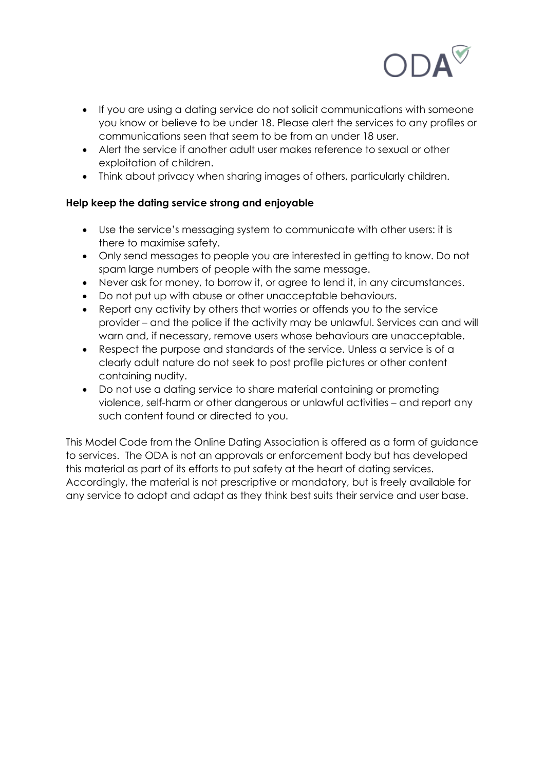- If you are using a dating service do not solicit communications with someone you know or believe to be under 18. Please alert the services to any profiles or communications seen that seem to be from an under 18 user.
- Alert the service if another adult user makes reference to sexual or other exploitation of children.
- Think about privacy when sharing images of others, particularly children.

**Help keep the dating service strong and enjoyable**

- Use the service's messaging system to communicate with other users: it is there to maximise safety.
- Only send messages to people you are interested in getting to know. Do not spam large numbers of people with the same message.
- Never ask for money, to borrow it, or agree to lend it, in any circumstances.
- Do not put up with abuse or other unacceptable behaviours.
- Report any activity by others that worries or offends you to the service provider – and the police if the activity may be unlawful. Services can and will warn and, if necessary, remove users whose behaviours are unacceptable.
- Respect the purpose and standards of the service. Unless a service is of a clearly adult nature do not seek to post profile pictures or other content containing nudity.
- Do not use a dating service to share material containing or promoting violence, self-harm or other dangerous or unlawful activities – and report any such content found or directed to you.

This Model Code from the Online Dating Association is offered as a form of guidance to services. The ODA is not an approvals or enforcement body but has developed this material as part of its efforts to put safety at the heart of dating services. Accordingly, the material is not prescriptive or mandatory, but is freely available for any service to adopt and adapt as they think best suits their service and user base.